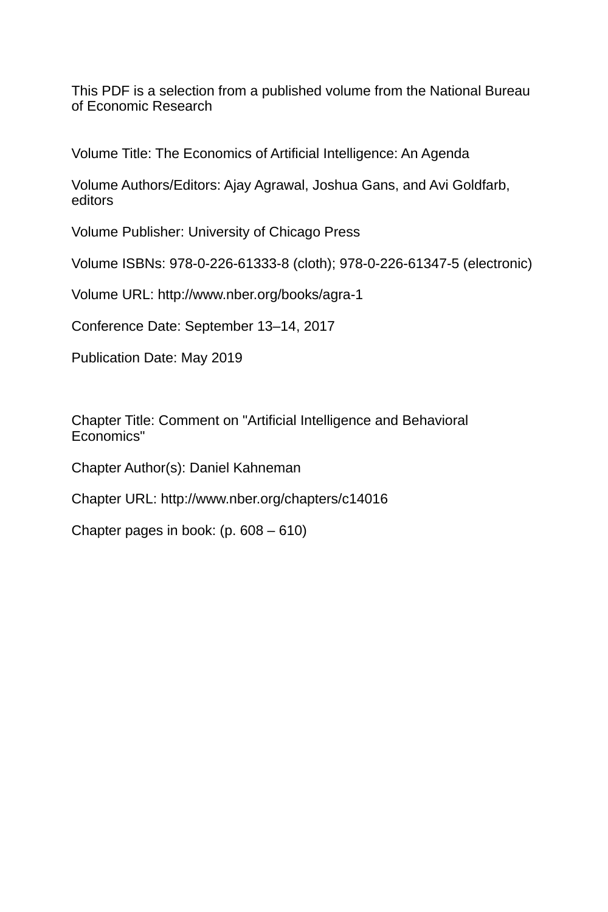This PDF is a selection from a published volume from the National Bureau of Economic Research

Volume Title: The Economics of Artificial Intelligence: An Agenda

Volume Authors/Editors: Ajay Agrawal, Joshua Gans, and Avi Goldfarb, editors

Volume Publisher: University of Chicago Press

Volume ISBNs: 978-0-226-61333-8 (cloth); 978-0-226-61347-5 (electronic)

Volume URL: http://www.nber.org/books/agra-1

Conference Date: September 13–14, 2017

Publication Date: May 2019

Chapter Title: Comment on "Artificial Intelligence and Behavioral Economics"

Chapter Author(s): Daniel Kahneman

Chapter URL: http://www.nber.org/chapters/c14016

Chapter pages in book: (p. 608 – 610)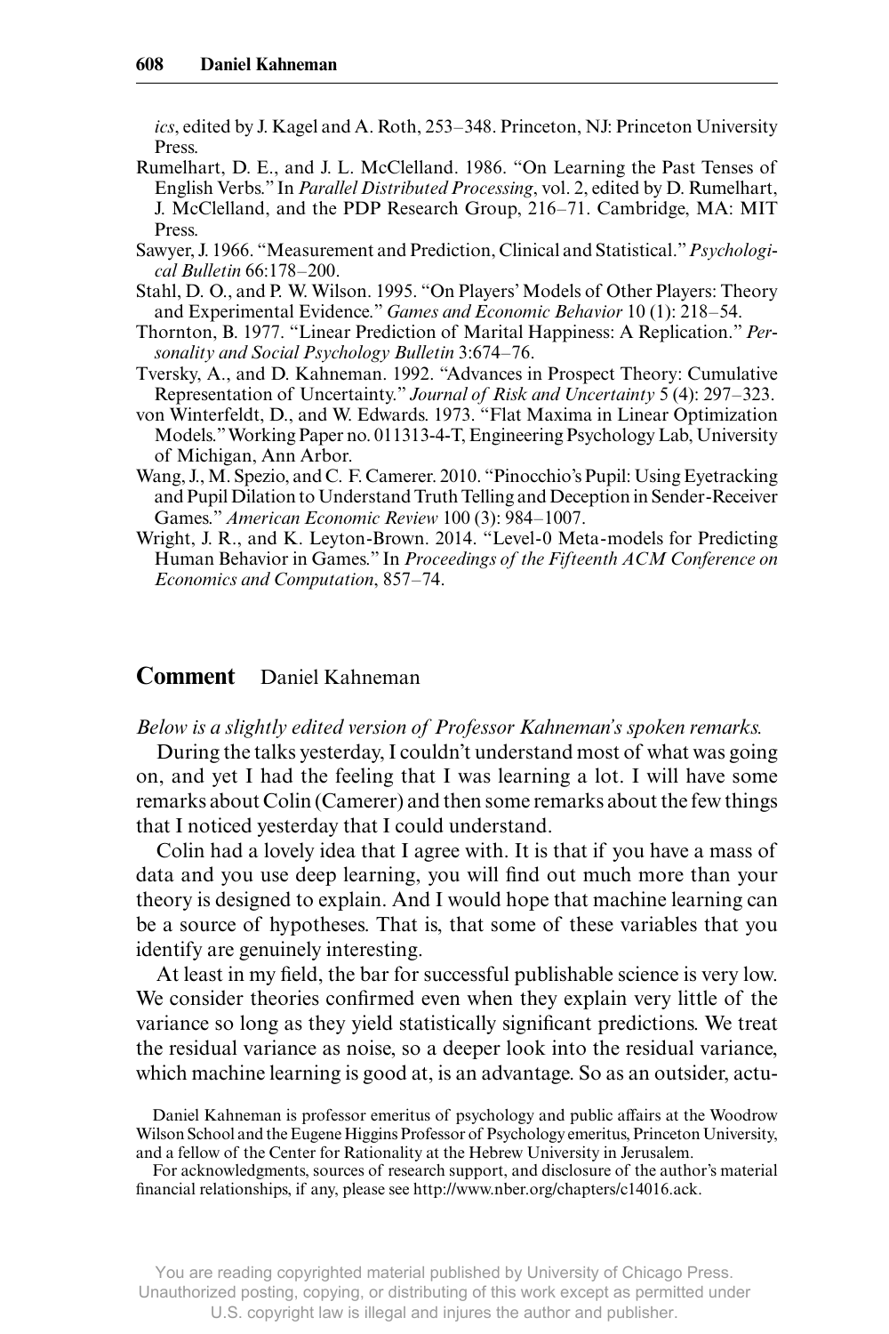*ics*, edited by J. Kagel and A. Roth, 253–348. Princeton, NJ: Princeton University Press.

Rumelhart, D. E., and J. L. McClelland. 1986. "On Learning the Past Tenses of English Verbs." In *Parallel Distributed Processing*, vol. 2, edited by D. Rumelhart, J. McClelland, and the PDP Research Group, 216–71. Cambridge, MA: MIT Press.

Sawyer, J. 1966. "Measurement and Prediction, Clinical and Statistical." *Psychological Bulletin* 66:178–200.

Stahl, D. O., and P. W. Wilson. 1995. "On Players' Models of Other Players: Theory and Experimental Evidence." *Games and Economic Behavior* 10 (1): 218–54.

Thornton, B. 1977. "Linear Prediction of Marital Happiness: A Replication." *Personality and Social Psychology Bulletin* 3:674–76.

Tversky, A., and D. Kahneman. 1992. "Advances in Prospect Theory: Cumulative Representation of Uncertainty." *Journal of Risk and Uncertainty* 5 (4): 297–323.

von Winterfeldt, D., and W. Edwards. 1973. "Flat Maxima in Linear Optimization Models." Working Paper no. 011313-4-T, Engineering Psychology Lab, University of Michigan, Ann Arbor.

Wang, J., M. Spezio, and C. F. Camerer. 2010. "Pinocchio's Pupil: Using Eyetracking and Pupil Dilation to Understand Truth Telling and Deception in Sender-Receiver Games." *American Economic Review* 100 (3): 984–1007.

Wright, J. R., and K. Leyton-Brown. 2014. "Level-0 Meta-models for Predicting Human Behavior in Games." In *Proceedings of the Fifteenth ACM Conference on Economics and Computation*, 857–74.

## Comment Daniel Kahneman

*Below is a slightly edited version of Professor Kahneman's spoken remarks.*

During the talks yesterday, I couldn't understand most of what was going on, and yet I had the feeling that I was learning a lot. I will have some remarks about Colin (Camerer) and then some remarks about the few things that I noticed yesterday that I could understand.

Colin had a lovely idea that I agree with. It is that if you have a mass of data and you use deep learning, you will find out much more than your theory is designed to explain. And I would hope that machine learning can be a source of hypotheses. That is, that some of these variables that you identify are genuinely interesting.

At least in my field, the bar for successful publishable science is very low. We consider theories confirmed even when they explain very little of the variance so long as they yield statistically significant predictions. We treat the residual variance as noise, so a deeper look into the residual variance, which machine learning is good at, is an advantage. So as an outsider, actu-

Daniel Kahneman is professor emeritus of psychology and public affairs at the Woodrow Wilson School and the Eugene Higgins Professor of Psychology emeritus, Princeton University, and a fellow of the Center for Rationality at the Hebrew University in Jerusalem.

For acknowledgments, sources of research support, and disclosure of the author's material financial relationships, if any, please see http://www.nber.org/chapters/c14016.ack.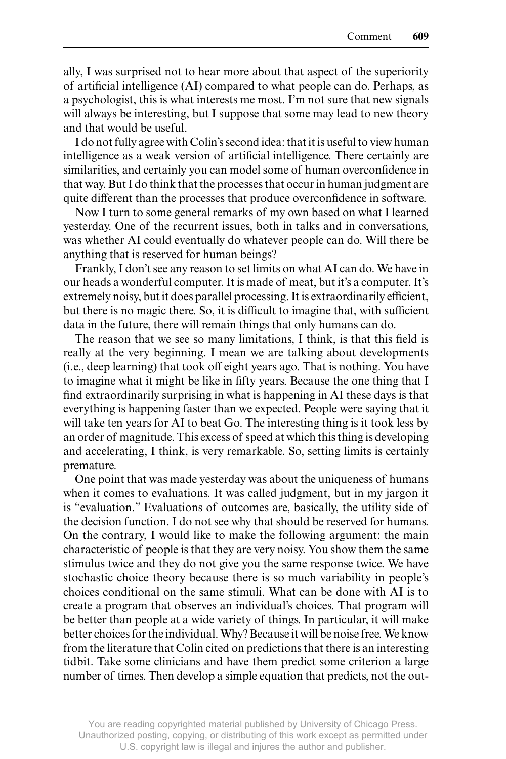ally, I was surprised not to hear more about that aspect of the superiority of artificial intelligence (AI) compared to what people can do. Perhaps, as a psychologist, this is what interests me most. I'm not sure that new signals will always be interesting, but I suppose that some may lead to new theory and that would be useful.

I do not fully agree with Colin's second idea: that it is useful to view human intelligence as a weak version of artificial intelligence. There certainly are similarities, and certainly you can model some of human overconfidence in that way. But I do think that the processes that occur in human judgment are quite different than the processes that produce overconfidence in software.

Now I turn to some general remarks of my own based on what I learned yesterday. One of the recurrent issues, both in talks and in conversations, was whether AI could eventually do whatever people can do. Will there be anything that is reserved for human beings?

Frankly, I don't see any reason to set limits on what AI can do. We have in our heads a wonderful computer. It is made of meat, but it's a computer. It's extremely noisy, but it does parallel processing. It is extraordinarily efficient, but there is no magic there. So, it is difficult to imagine that, with sufficient data in the future, there will remain things that only humans can do.

The reason that we see so many limitations, I think, is that this field is really at the very beginning. I mean we are talking about developments (i.e., deep learning) that took off eight years ago. That is nothing. You have to imagine what it might be like in fifty years. Because the one thing that I find extraordinarily surprising in what is happening in AI these days is that everything is happening faster than we expected. People were saying that it will take ten years for AI to beat Go. The interesting thing is it took less by an order of magnitude. This excess of speed at which this thing is developing and accelerating, I think, is very remarkable. So, setting limits is certainly premature.

One point that was made yesterday was about the uniqueness of humans when it comes to evaluations. It was called judgment, but in my jargon it is "evaluation." Evaluations of outcomes are, basically, the utility side of the decision function. I do not see why that should be reserved for humans. On the contrary, I would like to make the following argument: the main characteristic of people is that they are very noisy. You show them the same stimulus twice and they do not give you the same response twice. We have stochastic choice theory because there is so much variability in people's choices conditional on the same stimuli. What can be done with AI is to create a program that observes an individual's choices. That program will be better than people at a wide variety of things. In particular, it will make better choices for the individual. Why? Because it will be noise free. We know from the literature that Colin cited on predictions that there is an interesting tidbit. Take some clinicians and have them predict some criterion a large number of times. Then develop a simple equation that predicts, not the out-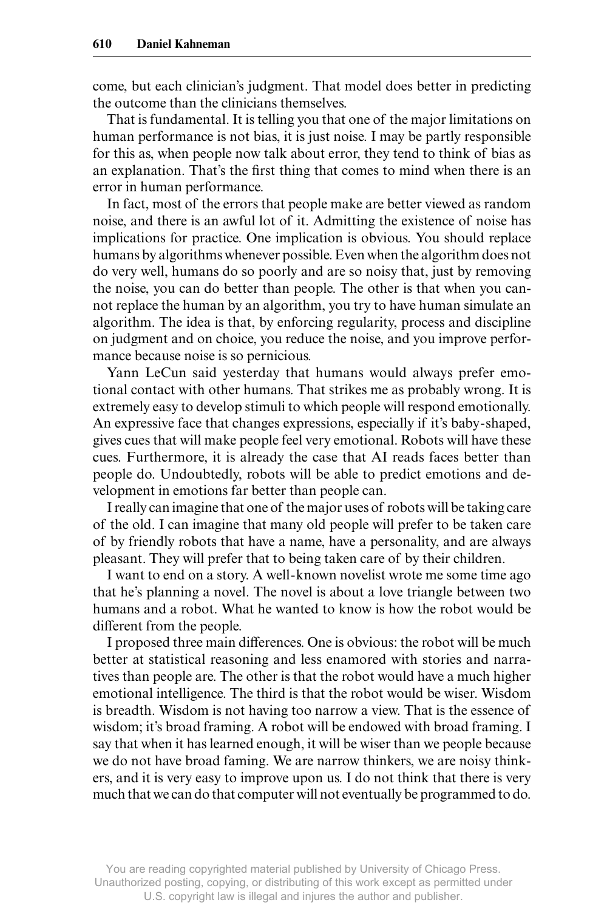come, but each clinician's judgment. That model does better in predicting the outcome than the clinicians themselves.

That is fundamental. It is telling you that one of the major limitations on human performance is not bias, it is just noise. I may be partly responsible for this as, when people now talk about error, they tend to think of bias as an explanation. That's the first thing that comes to mind when there is an error in human performance.

In fact, most of the errors that people make are better viewed as random noise, and there is an awful lot of it. Admitting the existence of noise has implications for practice. One implication is obvious. You should replace humans by algorithms whenever possible. Even when the algorithm does not do very well, humans do so poorly and are so noisy that, just by removing the noise, you can do better than people. The other is that when you cannot replace the human by an algorithm, you try to have human simulate an algorithm. The idea is that, by enforcing regularity, process and discipline on judgment and on choice, you reduce the noise, and you improve performance because noise is so pernicious.

Yann LeCun said yesterday that humans would always prefer emotional contact with other humans. That strikes me as probably wrong. It is extremely easy to develop stimuli to which people will respond emotionally. An expressive face that changes expressions, especially if it's baby-shaped, gives cues that will make people feel very emotional. Robots will have these cues. Furthermore, it is already the case that AI reads faces better than people do. Undoubtedly, robots will be able to predict emotions and development in emotions far better than people can.

I really can imagine that one of the major uses of robots will be taking care of the old. I can imagine that many old people will prefer to be taken care of by friendly robots that have a name, have a personality, and are always pleasant. They will prefer that to being taken care of by their children.

I want to end on a story. A well-known novelist wrote me some time ago that he's planning a novel. The novel is about a love triangle between two humans and a robot. What he wanted to know is how the robot would be different from the people.

I proposed three main differences. One is obvious: the robot will be much better at statistical reasoning and less enamored with stories and narratives than people are. The other is that the robot would have a much higher emotional intelligence. The third is that the robot would be wiser. Wisdom is breadth. Wisdom is not having too narrow a view. That is the essence of wisdom; it's broad framing. A robot will be endowed with broad framing. I say that when it has learned enough, it will be wiser than we people because we do not have broad faming. We are narrow thinkers, we are noisy thinkers, and it is very easy to improve upon us. I do not think that there is very much that we can do that computer will not eventually be programmed to do.